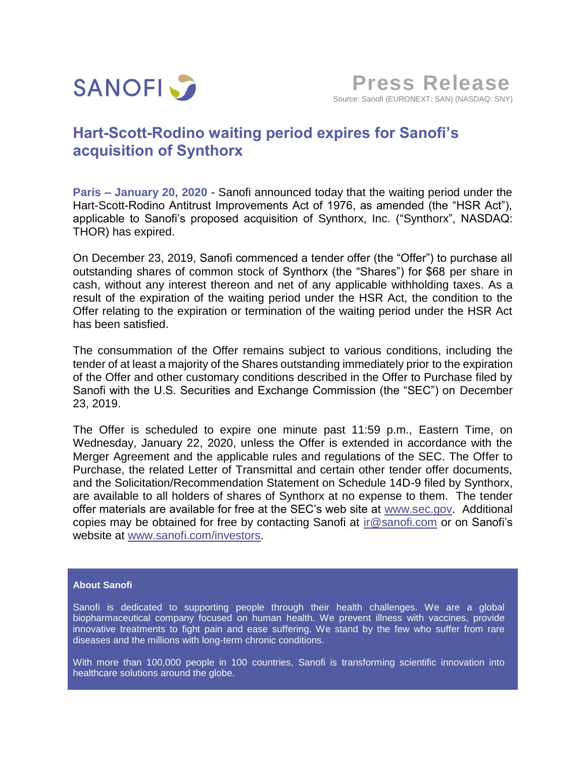SANOFI

**Press Release**
Source: Sanofi (EURONEXT: SAN) (NASDAQ: SNY)

# Hart-Scott-Rodino waiting period expires for Sanofi's acquisition of Synthorx

**Paris – January 20, 2020** - Sanofi announced today that the waiting period under the Hart-Scott-Rodino Antitrust Improvements Act of 1976, as amended (the "HSR Act"), applicable to Sanofi's proposed acquisition of Synthorx, Inc. ("Synthorx", NASDAQ: THOR) has expired.

On December 23, 2019, Sanofi commenced a tender offer (the "Offer") to purchase all outstanding shares of common stock of Synthorx (the "Shares") for $68 per share in cash, without any interest thereon and net of any applicable withholding taxes. As a result of the expiration of the waiting period under the HSR Act, the condition to the Offer relating to the expiration or termination of the waiting period under the HSR Act has been satisfied.

The consummation of the Offer remains subject to various conditions, including the tender of at least a majority of the Shares outstanding immediately prior to the expiration of the Offer and other customary conditions described in the Offer to Purchase filed by Sanofi with the U.S. Securities and Exchange Commission (the "SEC") on December 23, 2019.

The Offer is scheduled to expire one minute past 11:59 p.m., Eastern Time, on Wednesday, January 22, 2020, unless the Offer is extended in accordance with the Merger Agreement and the applicable rules and regulations of the SEC. The Offer to Purchase, the related Letter of Transmittal and certain other tender offer documents, and the Solicitation/Recommendation Statement on Schedule 14D-9 filed by Synthorx, are available to all holders of shares of Synthorx at no expense to them. The tender offer materials are available for free at the SEC's web site at [www.sec.gov](http://www.sec.gov). Additional copies may be obtained for free by contacting Sanofi at [ir@sanofi.com](mailto:ir@sanofi.com) or on Sanofi's website at [www.sanofi.com/investors](http://www.sanofi.com/investors).

**About Sanofi**

Sanofi is dedicated to supporting people through their health challenges. We are a global biopharmaceutical company focused on human health. We prevent illness with vaccines, provide innovative treatments to fight pain and ease suffering. We stand by the few who suffer from rare diseases and the millions with long-term chronic conditions.

With more than 100,000 people in 100 countries, Sanofi is transforming scientific innovation into healthcare solutions around the globe.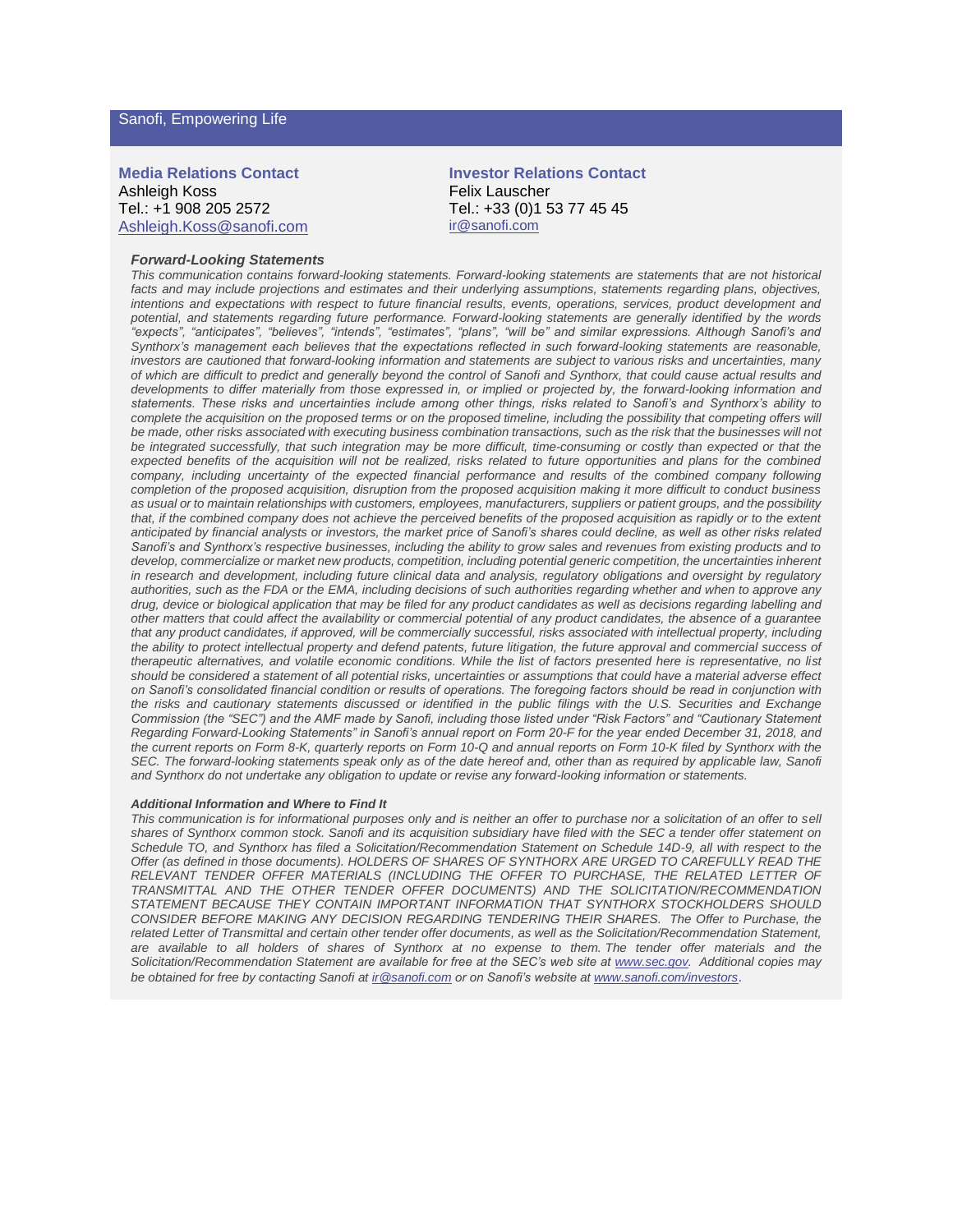Sanofi, Empowering Life

**Media Relations Contact**
Ashleigh Koss
Tel.: +1 908 205 2572
Ashleigh.Koss@sanofi.com

**Investor Relations Contact**
Felix Lauscher
Tel.: +33 (0)1 53 77 45 45
ir@sanofi.com

***Forward-Looking Statements***

*This communication contains forward-looking statements. Forward-looking statements are statements that are not historical facts and may include projections and estimates and their underlying assumptions, statements regarding plans, objectives, intentions and expectations with respect to future financial results, events, operations, services, product development and potential, and statements regarding future performance. Forward-looking statements are generally identified by the words "expects", "anticipates", "believes", "intends", "estimates", "plans", "will be" and similar expressions. Although Sanofi's and Synthorx's management each believes that the expectations reflected in such forward-looking statements are reasonable, investors are cautioned that forward-looking information and statements are subject to various risks and uncertainties, many of which are difficult to predict and generally beyond the control of Sanofi and Synthorx, that could cause actual results and developments to differ materially from those expressed in, or implied or projected by, the forward-looking information and statements. These risks and uncertainties include among other things, risks related to Sanofi's and Synthorx's ability to complete the acquisition on the proposed terms or on the proposed timeline, including the possibility that competing offers will be made, other risks associated with executing business combination transactions, such as the risk that the businesses will not be integrated successfully, that such integration may be more difficult, time-consuming or costly than expected or that the expected benefits of the acquisition will not be realized, risks related to future opportunities and plans for the combined company, including uncertainty of the expected financial performance and results of the combined company following completion of the proposed acquisition, disruption from the proposed acquisition making it more difficult to conduct business as usual or to maintain relationships with customers, employees, manufacturers, suppliers or patient groups, and the possibility that, if the combined company does not achieve the perceived benefits of the proposed acquisition as rapidly or to the extent anticipated by financial analysts or investors, the market price of Sanofi's shares could decline, as well as other risks related Sanofi's and Synthorx's respective businesses, including the ability to grow sales and revenues from existing products and to develop, commercialize or market new products, competition, including potential generic competition, the uncertainties inherent in research and development, including future clinical data and analysis, regulatory obligations and oversight by regulatory authorities, such as the FDA or the EMA, including decisions of such authorities regarding whether and when to approve any drug, device or biological application that may be filed for any product candidates as well as decisions regarding labelling and other matters that could affect the availability or commercial potential of any product candidates, the absence of a guarantee that any product candidates, if approved, will be commercially successful, risks associated with intellectual property, including the ability to protect intellectual property and defend patents, future litigation, the future approval and commercial success of therapeutic alternatives, and volatile economic conditions. While the list of factors presented here is representative, no list should be considered a statement of all potential risks, uncertainties or assumptions that could have a material adverse effect on Sanofi's consolidated financial condition or results of operations. The foregoing factors should be read in conjunction with the risks and cautionary statements discussed or identified in the public filings with the U.S. Securities and Exchange Commission (the "SEC") and the AMF made by Sanofi, including those listed under "Risk Factors" and "Cautionary Statement Regarding Forward-Looking Statements" in Sanofi's annual report on Form 20-F for the year ended December 31, 2018, and the current reports on Form 8-K, quarterly reports on Form 10-Q and annual reports on Form 10-K filed by Synthorx with the SEC. The forward-looking statements speak only as of the date hereof and, other than as required by applicable law, Sanofi and Synthorx do not undertake any obligation to update or revise any forward-looking information or statements.*

***Additional Information and Where to Find It***

*This communication is for informational purposes only and is neither an offer to purchase nor a solicitation of an offer to sell shares of Synthorx common stock. Sanofi and its acquisition subsidiary have filed with the SEC a tender offer statement on Schedule TO, and Synthorx has filed a Solicitation/Recommendation Statement on Schedule 14D-9, all with respect to the Offer (as defined in those documents). HOLDERS OF SHARES OF SYNTHORX ARE URGED TO CAREFULLY READ THE RELEVANT TENDER OFFER MATERIALS (INCLUDING THE OFFER TO PURCHASE, THE RELATED LETTER OF TRANSMITTAL AND THE OTHER TENDER OFFER DOCUMENTS) AND THE SOLICITATION/RECOMMENDATION STATEMENT BECAUSE THEY CONTAIN IMPORTANT INFORMATION THAT SYNTHORX STOCKHOLDERS SHOULD CONSIDER BEFORE MAKING ANY DECISION REGARDING TENDERING THEIR SHARES. The Offer to Purchase, the related Letter of Transmittal and certain other tender offer documents, as well as the Solicitation/Recommendation Statement, are available to all holders of shares of Synthorx at no expense to them. The tender offer materials and the Solicitation/Recommendation Statement are available for free at the SEC's web site at www.sec.gov. Additional copies may be obtained for free by contacting Sanofi at ir@sanofi.com or on Sanofi's website at www.sanofi.com/investors.*